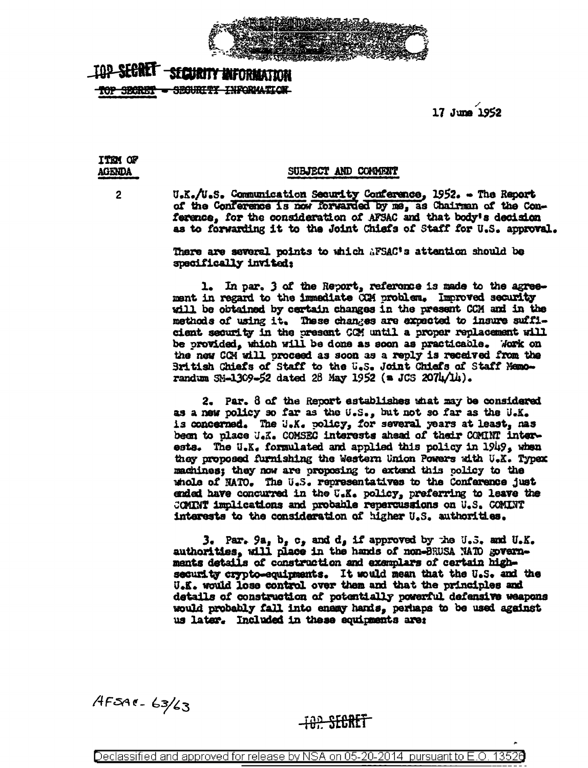TOP SECRET - SECURITY INFORMATION

~~TOP SECRET - SECURITY INFORMATION~~

17 June 1952

| ITEM OF AGENDA | SUBJECT AND COMMENT |
|---|---|
| 2 | U.K./U.S. Communication Security Conference, 1952. - The Report of the Conference is now forwarded by me, as Chairman of the Conference, for the consideration of AFSAC and that body's decision as to forwarding it to the Joint Chiefs of Staff for U.S. approval. |

There are several points to which AFSAC's attention should be specifically invited:

1. In par. 3 of the Report, reference is made to the agreement in regard to the immediate CCM problem. Improved security will be obtained by certain changes in the present CCM and in the methods of using it. These changes are expected to insure sufficient security in the present CCM until a proper replacement will be provided, which will be done as soon as practicable. Work on the new CCM will proceed as soon as a reply is received from the British Chiefs of Staff to the U.S. Joint Chiefs of Staff Memorandum SM-1309-52 dated 28 May 1952 (= JCS 2074/14).

2. Par. 8 of the Report establishes what may be considered as a new policy so far as the U.S., but not so far as the U.K. is concerned. The U.K. policy, for several years at least, has been to place U.K. COMSEC interests ahead of their COMINT interests. The U.K. formulated and applied this policy in 1949, when they proposed furnishing the Western Union Powers with U.K. Typex machines; they now are proposing to extend this policy to the whole of NATO. The U.S. representatives to the Conference just ended have concurred in the U.K. policy, preferring to leave the COMINT implications and probable repercussions on U.S. COMINT interests to the consideration of higher U.S. authorities.

3. Par. 9a, b, c, and d, if approved by the U.S. and U.K. authorities, will place in the hands of non-BRUSA NATO governments details of construction and exemplars of certain high-security crypto-equipments. It would mean that the U.S. and the U.K. would lose control over them and that the principles and details of construction of potentially powerful defensive weapons would probably fall into enemy hands, perhaps to be used against us later. Included in these equipments are:

AFSAC-63/63

TOP SECRET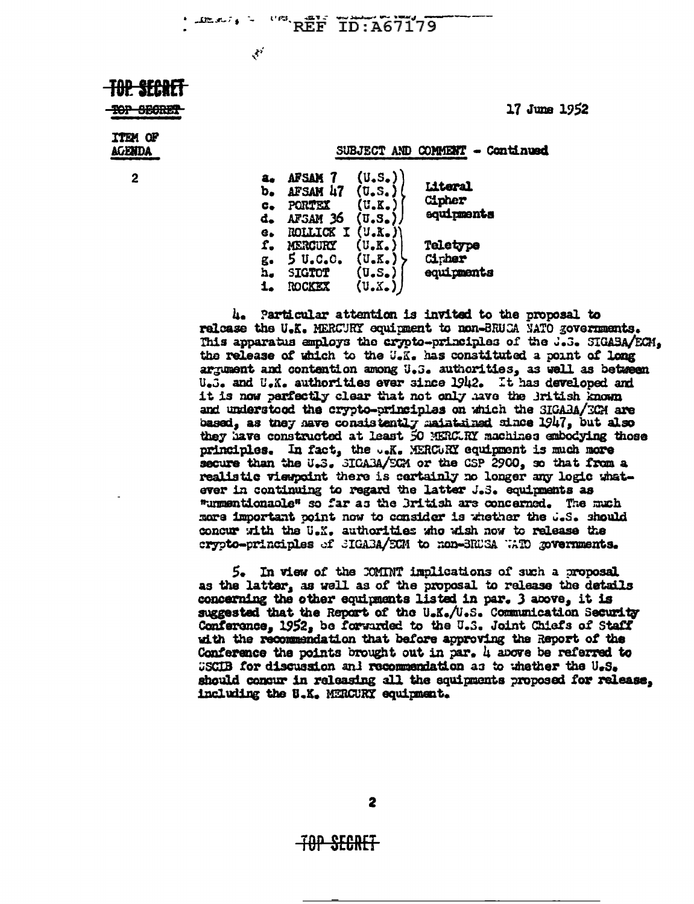REF ID:A67179

TOP SECRET

TOP SECRET

17 June 1952

ITEM OF AGENDA

SUBJECT AND COMMENT - Continued

2

| | | | |
|---|---|---|---|
| a. | AFSAM 7 | (U.S.) | Literal Cipher equipments |
| b. | AFSAM 47 | (U.S.) | |
| c. | PORTEX | (U.K.) | |
| d. | AFSAM 36 | (U.S.) | |
| e. | ROLLICK I | (U.K.) | Teletype Cipher equipments |
| f. | MERCURY | (U.K.) | |
| g. | 5 U.C.O. | (U.K.) | |
| h. | SIGTOT | (U.S.) | |
| i. | ROCKEX | (U.K.) | |

4. Particular attention is invited to the proposal to release the U.K. MERCURY equipment to non-BRUSA NATO governments. This apparatus employs the crypto-principles of the U.S. SIGABA/ECM, the release of which to the U.K. has constituted a point of long argument and contention among U.S. authorities, as well as between U.S. and U.K. authorities ever since 1942. It has developed and it is now perfectly clear that not only have the British known and understood the crypto-principles on which the SIGABA/ECM are based, as they have consistently maintained since 1947, but also they have constructed at least 50 MERCURY machines embodying those principles. In fact, the U.K. MERCURY equipment is much more secure than the U.S. SIGABA/ECM or the CSP 2900, so that from a realistic viewpoint there is certainly no longer any logic whatever in continuing to regard the latter U.S. equipments as "unmentionable" so far as the British are concerned. The much more important point now to consider is whether the U.S. should concur with the U.K. authorities who wish now to release the crypto-principles of SIGABA/ECM to non-BRUSA NATO governments.

5. In view of the COMINT implications of such a proposal as the latter, as well as of the proposal to release the details concerning the other equipments listed in par. 3 above, it is suggested that the Report of the U.K./U.S. Communication Security Conference, 1952, be forwarded to the U.S. Joint Chiefs of Staff with the recommendation that before approving the Report of the Conference the points brought out in par. 4 above be referred to USCIB for discussion and recommendation as to whether the U.S. should concur in releasing all the equipments proposed for release, including the U.K. MERCURY equipment.

TOP SECRET